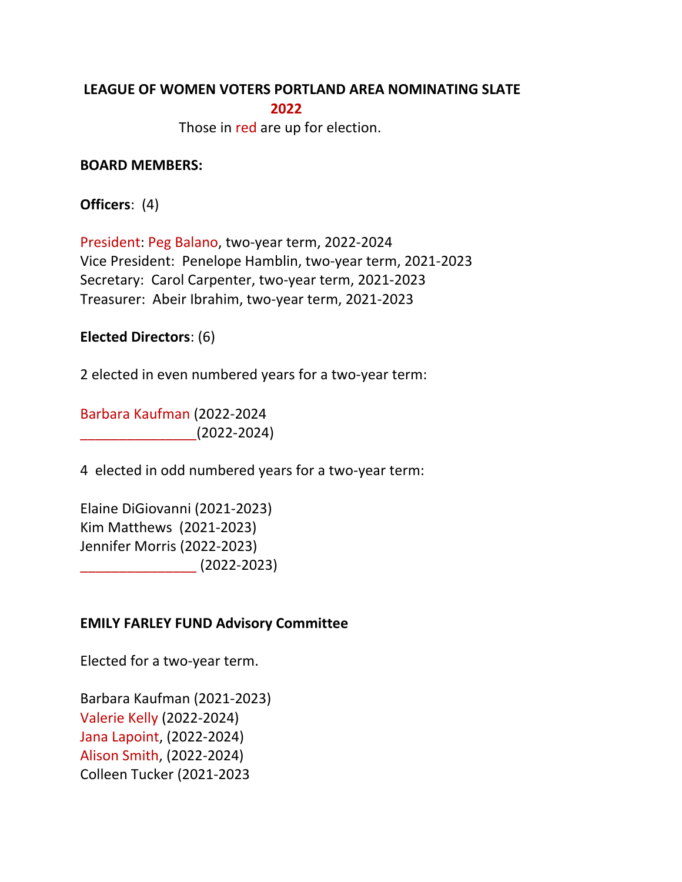**LEAGUE OF WOMEN VOTERS PORTLAND AREA NOMINATING SLATE**

**2022**

Those in red are up for election.

**BOARD MEMBERS:**

**Officers**: (4)

President: Peg Balano, two-year term, 2022-2024
Vice President: Penelope Hamblin, two-year term, 2021-2023
Secretary: Carol Carpenter, two-year term, 2021-2023
Treasurer: Abeir Ibrahim, two-year term, 2021-2023

**Elected Directors**: (6)

2 elected in even numbered years for a two-year term:

Barbara Kaufman (2022-2024
_______________(2022-2024)

4 elected in odd numbered years for a two-year term:

Elaine DiGiovanni (2021-2023)
Kim Matthews (2021-2023)
Jennifer Morris (2022-2023)
_______________ (2022-2023)

**EMILY FARLEY FUND Advisory Committee**

Elected for a two-year term.

Barbara Kaufman (2021-2023)
Valerie Kelly (2022-2024)
Jana Lapoint, (2022-2024)
Alison Smith, (2022-2024)
Colleen Tucker (2021-2023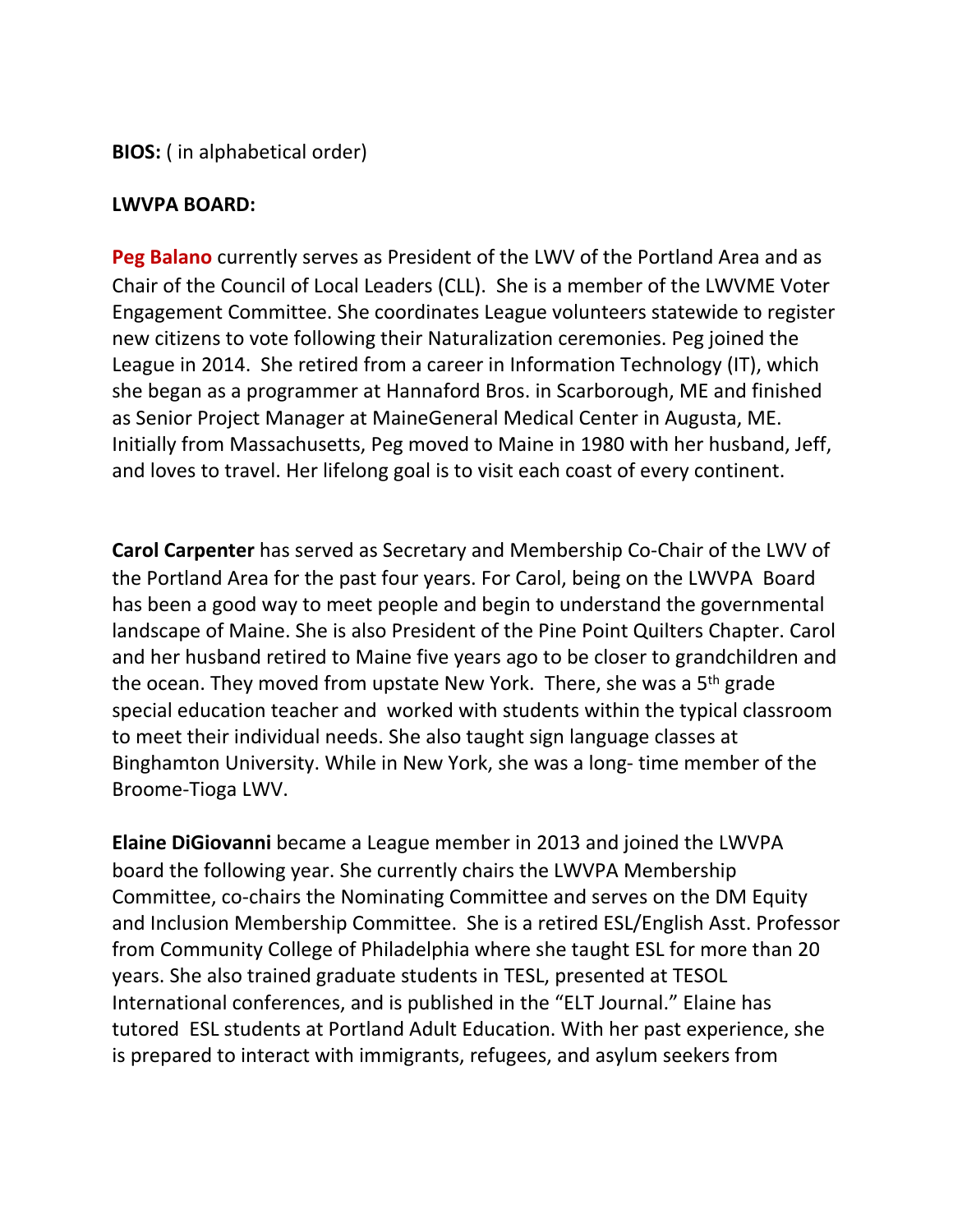**BIOS:** ( in alphabetical order)

**LWVPA BOARD:**

**Peg Balano** currently serves as President of the LWV of the Portland Area and as Chair of the Council of Local Leaders (CLL). She is a member of the LWVME Voter Engagement Committee. She coordinates League volunteers statewide to register new citizens to vote following their Naturalization ceremonies. Peg joined the League in 2014. She retired from a career in Information Technology (IT), which she began as a programmer at Hannaford Bros. in Scarborough, ME and finished as Senior Project Manager at MaineGeneral Medical Center in Augusta, ME. Initially from Massachusetts, Peg moved to Maine in 1980 with her husband, Jeff, and loves to travel. Her lifelong goal is to visit each coast of every continent.

**Carol Carpenter** has served as Secretary and Membership Co-Chair of the LWV of the Portland Area for the past four years. For Carol, being on the LWVPA Board has been a good way to meet people and begin to understand the governmental landscape of Maine. She is also President of the Pine Point Quilters Chapter. Carol and her husband retired to Maine five years ago to be closer to grandchildren and the ocean. They moved from upstate New York. There, she was a 5th grade special education teacher and worked with students within the typical classroom to meet their individual needs. She also taught sign language classes at Binghamton University. While in New York, she was a long- time member of the Broome-Tioga LWV.

**Elaine DiGiovanni** became a League member in 2013 and joined the LWVPA board the following year. She currently chairs the LWVPA Membership Committee, co-chairs the Nominating Committee and serves on the DM Equity and Inclusion Membership Committee. She is a retired ESL/English Asst. Professor from Community College of Philadelphia where she taught ESL for more than 20 years. She also trained graduate students in TESL, presented at TESOL International conferences, and is published in the "ELT Journal." Elaine has tutored ESL students at Portland Adult Education. With her past experience, she is prepared to interact with immigrants, refugees, and asylum seekers from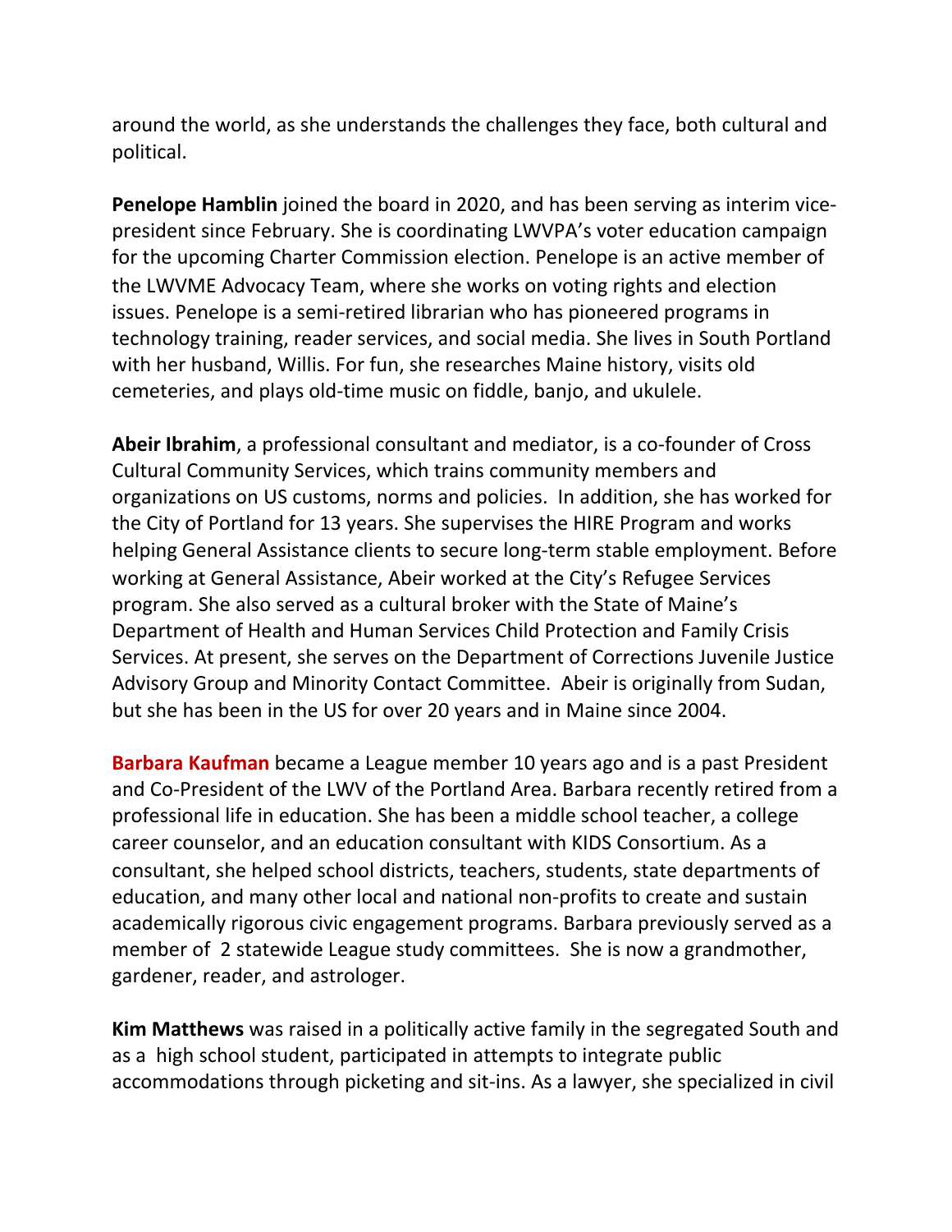around the world, as she understands the challenges they face, both cultural and political.

**Penelope Hamblin** joined the board in 2020, and has been serving as interim vice-president since February. She is coordinating LWVPA's voter education campaign for the upcoming Charter Commission election. Penelope is an active member of the LWVME Advocacy Team, where she works on voting rights and election issues. Penelope is a semi-retired librarian who has pioneered programs in technology training, reader services, and social media. She lives in South Portland with her husband, Willis. For fun, she researches Maine history, visits old cemeteries, and plays old-time music on fiddle, banjo, and ukulele.

**Abeir Ibrahim**, a professional consultant and mediator, is a co-founder of Cross Cultural Community Services, which trains community members and organizations on US customs, norms and policies. In addition, she has worked for the City of Portland for 13 years. She supervises the HIRE Program and works helping General Assistance clients to secure long-term stable employment. Before working at General Assistance, Abeir worked at the City's Refugee Services program. She also served as a cultural broker with the State of Maine's Department of Health and Human Services Child Protection and Family Crisis Services. At present, she serves on the Department of Corrections Juvenile Justice Advisory Group and Minority Contact Committee. Abeir is originally from Sudan, but she has been in the US for over 20 years and in Maine since 2004.

**Barbara Kaufman** became a League member 10 years ago and is a past President and Co-President of the LWV of the Portland Area. Barbara recently retired from a professional life in education. She has been a middle school teacher, a college career counselor, and an education consultant with KIDS Consortium. As a consultant, she helped school districts, teachers, students, state departments of education, and many other local and national non-profits to create and sustain academically rigorous civic engagement programs. Barbara previously served as a member of 2 statewide League study committees. She is now a grandmother, gardener, reader, and astrologer.

**Kim Matthews** was raised in a politically active family in the segregated South and as a high school student, participated in attempts to integrate public accommodations through picketing and sit-ins. As a lawyer, she specialized in civil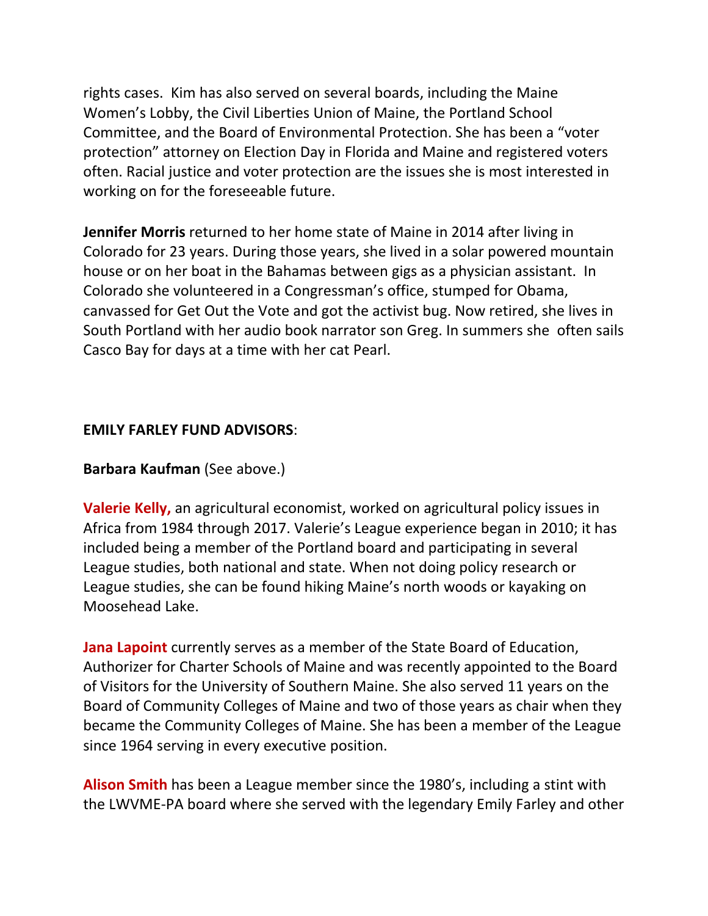rights cases. Kim has also served on several boards, including the Maine Women's Lobby, the Civil Liberties Union of Maine, the Portland School Committee, and the Board of Environmental Protection. She has been a "voter protection" attorney on Election Day in Florida and Maine and registered voters often. Racial justice and voter protection are the issues she is most interested in working on for the foreseeable future.

**Jennifer Morris** returned to her home state of Maine in 2014 after living in Colorado for 23 years. During those years, she lived in a solar powered mountain house or on her boat in the Bahamas between gigs as a physician assistant. In Colorado she volunteered in a Congressman's office, stumped for Obama, canvassed for Get Out the Vote and got the activist bug. Now retired, she lives in South Portland with her audio book narrator son Greg. In summers she often sails Casco Bay for days at a time with her cat Pearl.

**EMILY FARLEY FUND ADVISORS**:

**Barbara Kaufman** (See above.)

**Valerie Kelly,** an agricultural economist, worked on agricultural policy issues in Africa from 1984 through 2017. Valerie's League experience began in 2010; it has included being a member of the Portland board and participating in several League studies, both national and state. When not doing policy research or League studies, she can be found hiking Maine's north woods or kayaking on Moosehead Lake.

**Jana Lapointe** currently serves as a member of the State Board of Education, Authorizer for Charter Schools of Maine and was recently appointed to the Board of Visitors for the University of Southern Maine. She also served 11 years on the Board of Community Colleges of Maine and two of those years as chair when they became the Community Colleges of Maine. She has been a member of the League since 1964 serving in every executive position.

**Alison Smith** has been a League member since the 1980's, including a stint with the LWVME-PA board where she served with the legendary Emily Farley and other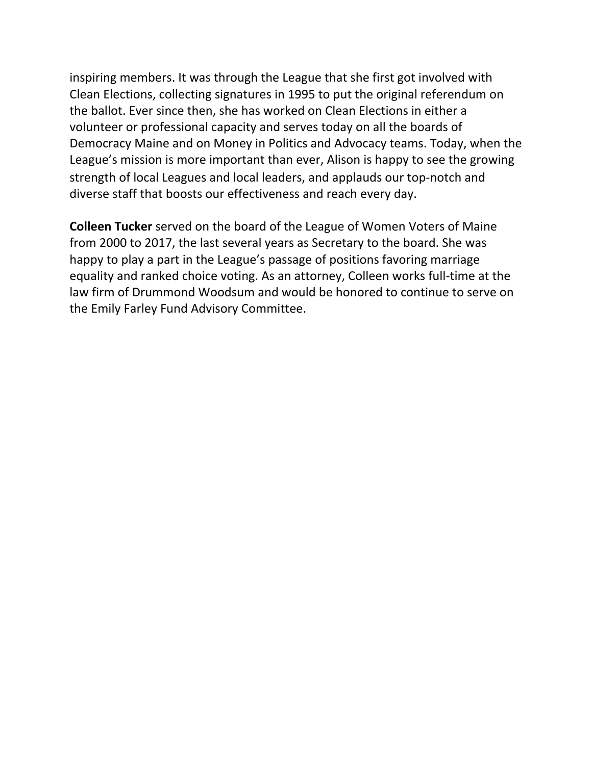inspiring members. It was through the League that she first got involved with Clean Elections, collecting signatures in 1995 to put the original referendum on the ballot. Ever since then, she has worked on Clean Elections in either a volunteer or professional capacity and serves today on all the boards of Democracy Maine and on Money in Politics and Advocacy teams. Today, when the League's mission is more important than ever, Alison is happy to see the growing strength of local Leagues and local leaders, and applauds our top-notch and diverse staff that boosts our effectiveness and reach every day.

**Colleen Tucker** served on the board of the League of Women Voters of Maine from 2000 to 2017, the last several years as Secretary to the board. She was happy to play a part in the League's passage of positions favoring marriage equality and ranked choice voting. As an attorney, Colleen works full-time at the law firm of Drummond Woodsum and would be honored to continue to serve on the Emily Farley Fund Advisory Committee.